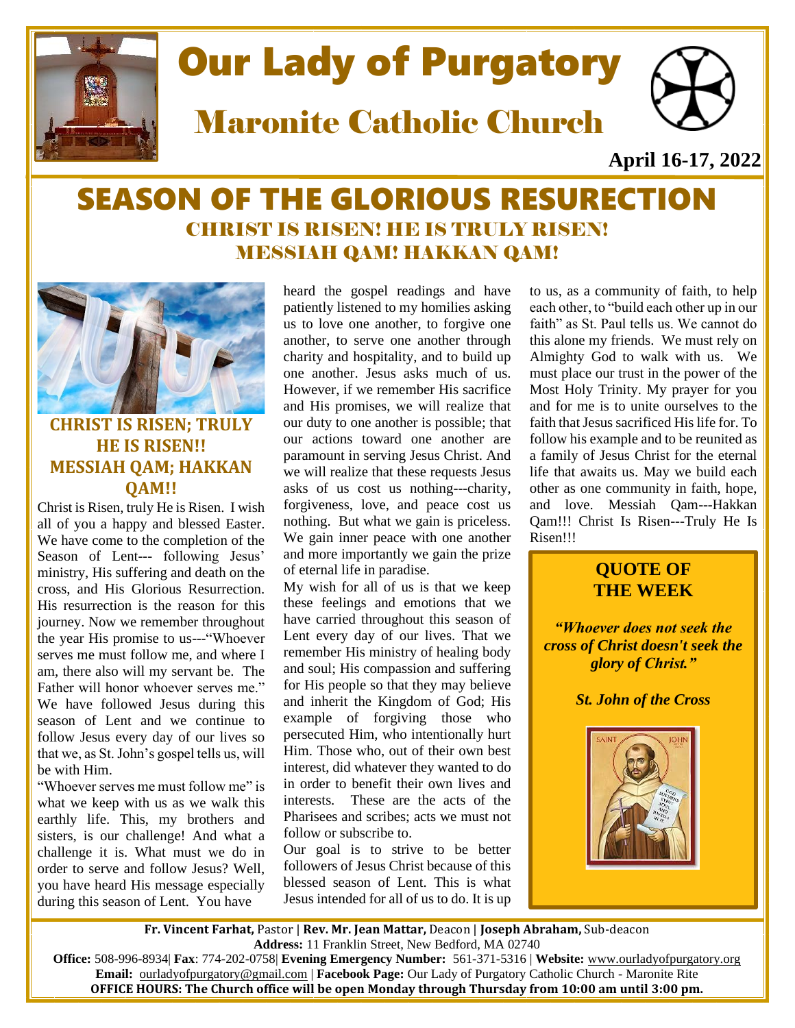# Our Lady of Purgatory

## Maronite Catholic Church

**April 16-17, 2022**

# SEASON OF THE GLORIOUS RESURECTION

## CHRIST IS RISEN! HE IS TRULY RISEN!
## MESSIAH QAM! HAKKAN QAM!

### CHRIST IS RISEN; TRULY HE IS RISEN!! MESSIAH QAM; HAKKAN QAM!!

Christ is Risen, truly He is Risen. I wish all of you a happy and blessed Easter. We have come to the completion of the Season of Lent--- following Jesus' ministry, His suffering and death on the cross, and His Glorious Resurrection. His resurrection is the reason for this journey. Now we remember throughout the year His promise to us---"Whoever serves me must follow me, and where I am, there also will my servant be. The Father will honor whoever serves me." We have followed Jesus during this season of Lent and we continue to follow Jesus every day of our lives so that we, as St. John's gospel tells us, will be with Him.

"Whoever serves me must follow me" is what we keep with us as we walk this earthly life. This, my brothers and sisters, is our challenge! And what a challenge it is. What must we do in order to serve and follow Jesus? Well, you have heard His message especially during this season of Lent. You have heard the gospel readings and have patiently listened to my homilies asking us to love one another, to forgive one another, to serve one another through charity and hospitality, and to build up one another. Jesus asks much of us. However, if we remember His sacrifice and His promises, we will realize that our duty to one another is possible; that our actions toward one another are paramount in serving Jesus Christ. And we will realize that these requests Jesus asks of us cost us nothing---charity, forgiveness, love, and peace cost us nothing. But what we gain is priceless. We gain inner peace with one another and more importantly we gain the prize of eternal life in paradise.

My wish for all of us is that we keep these feelings and emotions that we have carried throughout this season of Lent every day of our lives. That we remember His ministry of healing body and soul; His compassion and suffering for His people so that they may believe and inherit the Kingdom of God; His example of forgiving those who persecuted Him, who intentionally hurt Him. Those who, out of their own best interest, did whatever they wanted to do in order to benefit their own lives and interests. These are the acts of the Pharisees and scribes; acts we must not follow or subscribe to.

Our goal is to strive to be better followers of Jesus Christ because of this blessed season of Lent. This is what Jesus intended for all of us to do. It is up to us, as a community of faith, to help each other, to "build each other up in our faith" as St. Paul tells us. We cannot do this alone my friends. We must rely on Almighty God to walk with us. We must place our trust in the power of the Most Holy Trinity. My prayer for you and for me is to unite ourselves to the faith that Jesus sacrificed His life for. To follow his example and to be reunited as a family of Jesus Christ for the eternal life that awaits us. May we build each other as one community in faith, hope, and love. Messiah Qam---Hakkan Qam!!! Christ Is Risen---Truly He Is Risen!!!

### QUOTE OF THE WEEK

***"Whoever does not seek the cross of Christ doesn't seek the glory of Christ."***

***St. John of the Cross***

**Fr. Vincent Farhat,** Pastor | **Rev. Mr. Jean Mattar,** Deacon | **Joseph Abraham,** Sub-deacon
**Address:** 11 Franklin Street, New Bedford, MA 02740
**Office:** 508-996-8934| **Fax**: 774-202-0758| **Evening Emergency Number:** 561-371-5316 | **Website:** www.ourladyofpurgatory.org
**Email:** ourladyofpurgatory@gmail.com | **Facebook Page:** Our Lady of Purgatory Catholic Church - Maronite Rite
**OFFICE HOURS: The Church office will be open Monday through Thursday from 10:00 am until 3:00 pm.**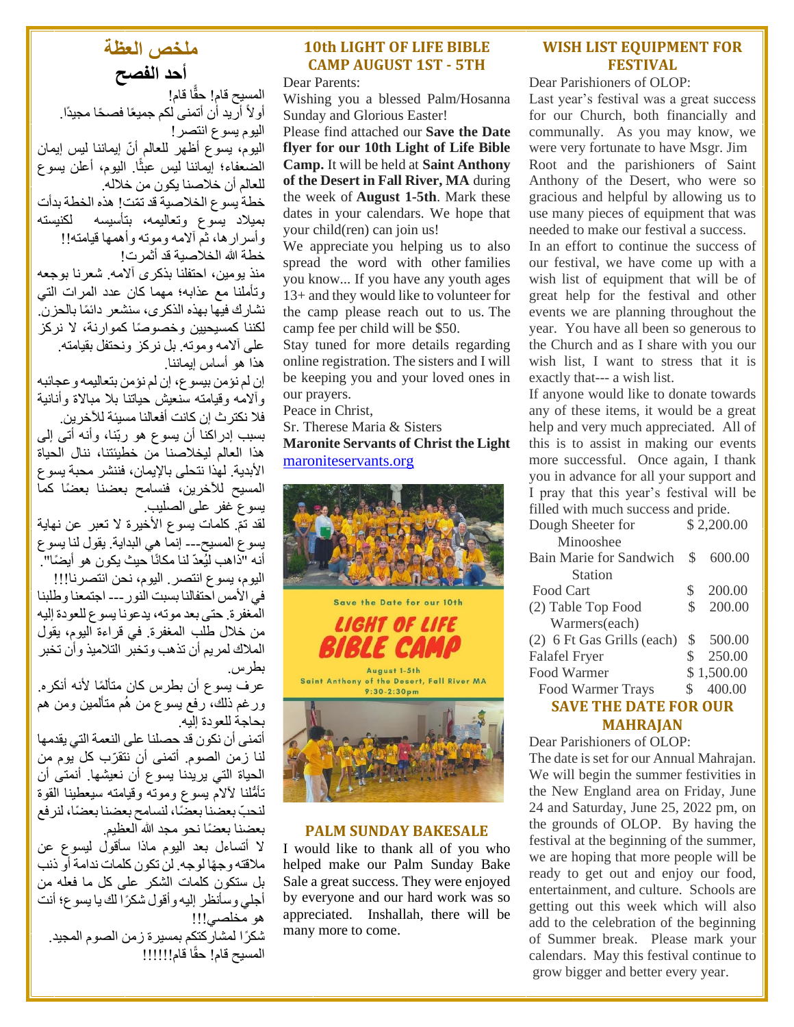## ملخص العظة

### أحد الفصح

المسيح قام! حقًّا قام!
أولاً أريد أن أتمنى لكم جميعًا فصحًا مجيدًا.
اليوم يسوع انتصر!
اليوم، يسوع أظهر للعالم أنّ إيماننا ليس إيمان الضعفاء؛ إيماننا ليس عبثًا. اليوم، أعلن يسوع للعالم أن خلاصنا يكون من خلاله.
خطة يسوع الخلاصية قد تمّت! هذه الخطة بدأت بميلاد يسوع وتعاليمه، بتأسيسه لكنيسته وأسرارها، ثم آلامه وموته وأهمها قيامته!!
خطة الله الخلاصية قد أثمرت!
منذ يومين، احتفلنا بذكرى آلامه. شعرنا بوجعه وتأملنا مع عذابه؛ مهما كان عدد المرات التي نشارك فيها بهذه الذكرى، سنشعر دائمًا بالحزن. لكننا كمسيحيين وخصوصًا كموارنة، لا نركز على آلامه وموته. بل نركز ونحتفل بقيامته.
هذا هو أساس إيماننا.
إن لم نؤمن بيسوع، إن لم نؤمن بتعاليمه وعجائبه وآلامه وقيامته سنعيش حياتنا بلا مبالاة وأنانية فلا نكترث إن كانت أفعالنا مسيئة للآخرين.
بسبب إدراكنا أن يسوع هو ربّنا، وأنه أتى إلى هذا العالم ليخلصنا من خطيئتنا، ننال الحياة الأبدية. لهذا نتحلى بالإيمان، فننشر محبة يسوع المسيح للآخرين، فنسامح بعضنا بعضًا كما يسوع غفر على الصليب.
لقد تمّ. كلمات يسوع الأخيرة لا تعبر عن نهاية يسوع المسيح--- إنما هي البداية. يقول لنا يسوع أنه "ذاهب ليُعدّ لنا مكانًا حيث يكون هو أيضًا".
اليوم، يسوع انتصر. اليوم، نحن انتصرنا!!!
في الأمس احتفالنا بسبت النور--- اجتمعنا وطلبنا المغفرة. حتى بعد موته، يدعونا يسوع للعودة إليه من خلال طلب المغفرة. في قراءة اليوم، يقول الملاك لمريم أن تذهب وتخبر التلاميذ وأن تخبر بطرس.
عرف يسوع أن بطرس كان متألمًا لأنه أنكره. ورغم ذلك، رفع يسوع من هُم متألمين ومن هم بحاجة للعودة إليه.
أتمنى أن نكون قد حصلنا على النعمة التي يقدمها لنا زمن الصوم. أتمنى أن نتقرّب كل يوم من الحياة التي يريدنا يسوع أن نعيشها. أتمنى أن تأمُّلنا لآلام يسوع وموته وقيامته سيعطينا القوة لنحبّ بعضنا بعضًا، لنسامح بعضنا بعضًا، لنرفع بعضنا بعضًا نحو مجد الله العظيم.
لا أتساءل بعد اليوم ماذا سأقول ليسوع عن ملاقته وجهًا لوجه. لن تكون كلمات ندامة أو ذنب بل ستكون كلمات الشكر على كل ما فعله من أجلي وسأنظر إليه وأقول شكرًا لك يا يسوع؛ أنت هو مخلصي!!!
شكرًا لمشاركتكم بمسيرة زمن الصوم المجيد.
المسيح قام! حقًّا قام!!!!!

## 10th LIGHT OF LIFE BIBLE CAMP AUGUST 1ST - 5TH

Dear Parents:

Wishing you a blessed Palm/Hosanna Sunday and Glorious Easter!

Please find attached our **Save the Date flyer for our 10th Light of Life Bible Camp.** It will be held at **Saint Anthony of the Desert in Fall River, MA** during the week of **August 1-5th**. Mark these dates in your calendars. We hope that your child(ren) can join us!

We appreciate you helping us to also spread the word with other families you know... If you have any youth ages 13+ and they would like to volunteer for the camp please reach out to us. The camp fee per child will be $50.

Stay tuned for more details regarding online registration. The sisters and I will be keeping you and your loved ones in our prayers.

Peace in Christ,

Sr. Therese Maria & Sisters

**Maronite Servants of Christ the Light**

maroniteservants.org

Save the Date for our 10th

LIGHT OF LIFE BIBLE CAMP

August 1-5th
Saint Anthony of the Desert, Fall River MA
9:30-2:30pm

## PALM SUNDAY BAKESALE

I would like to thank all of you who helped make our Palm Sunday Bake Sale a great success. They were enjoyed by everyone and our hard work was so appreciated. Inshallah, there will be many more to come.

## WISH LIST EQUIPMENT FOR FESTIVAL

Dear Parishioners of OLOP:

Last year's festival was a great success for our Church, both financially and communally. As you may know, we were very fortunate to have Msgr. Jim Root and the parishioners of Saint Anthony of the Desert, who were so gracious and helpful by allowing us to use many pieces of equipment that was needed to make our festival a success.

In an effort to continue the success of our festival, we have come up with a wish list of equipment that will be of great help for the festival and other events we are planning throughout the year. You have all been so generous to the Church and as I share with you our wish list, I want to stress that it is exactly that--- a wish list.

If anyone would like to donate towards any of these items, it would be a great help and very much appreciated. All of this is to assist in making our events more successful. Once again, I thank you in advance for all your support and I pray that this year's festival will be filled with much success and pride.

| Item | Cost |
|---|---|
| Dough Sheeter for Minooshee | $ 2,200.00 |
| Bain Marie for Sandwich Station | $ 600.00 |
| Food Cart | $ 200.00 |
| (2) Table Top Food Warmers(each) | $ 200.00 |
| (2) 6 Ft Gas Grills (each) | $ 500.00 |
| Falafel Fryer | $ 250.00 |
| Food Warmer | $ 1,500.00 |
| Food Warmer Trays | $ 400.00 |

## SAVE THE DATE FOR OUR MAHRAJAN

Dear Parishioners of OLOP:

The date is set for our Annual Mahrajan. We will begin the summer festivities in the New England area on Friday, June 24 and Saturday, June 25, 2022 pm, on the grounds of OLOP. By having the festival at the beginning of the summer, we are hoping that more people will be ready to get out and enjoy our food, entertainment, and culture. Schools are getting out this week which will also add to the celebration of the beginning of Summer break. Please mark your calendars. May this festival continue to grow bigger and better every year.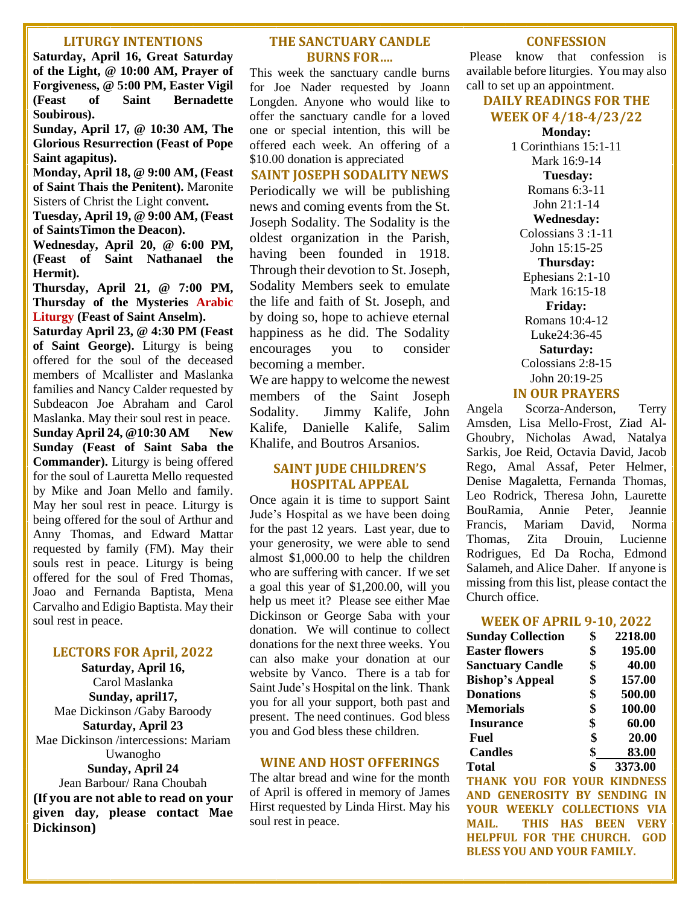## LITURGY INTENTIONS

**Saturday, April 16, Great Saturday of the Light, @ 10:00 AM, Prayer of Forgiveness, @ 5:00 PM, Easter Vigil (Feast of Saint Bernadette Soubirous).**

**Sunday, April 17, @ 10:30 AM, The Glorious Resurrection (Feast of Pope Saint agapitus).**

**Monday, April 18, @ 9:00 AM, (Feast of Saint Thais the Penitent).** Maronite Sisters of Christ the Light convent**.**

**Tuesday, April 19, @ 9:00 AM, (Feast of SaintsTimon the Deacon).**

**Wednesday, April 20, @ 6:00 PM, (Feast of Saint Nathanael the Hermit).**

**Thursday, April 21, @ 7:00 PM, Thursday of the Mysteries Arabic Liturgy (Feast of Saint Anselm).**

**Saturday April 23, @ 4:30 PM (Feast of Saint George).** Liturgy is being offered for the soul of the deceased members of Mcallister and Maslanka families and Nancy Calder requested by Subdeacon Joe Abraham and Carol Maslanka. May their soul rest in peace.

**Sunday April 24, @10:30 AM New Sunday (Feast of Saint Saba the Commander).** Liturgy is being offered for the soul of Lauretta Mello requested by Mike and Joan Mello and family. May her soul rest in peace. Liturgy is being offered for the soul of Arthur and Anny Thomas, and Edward Mattar requested by family (FM). May their souls rest in peace. Liturgy is being offered for the soul of Fred Thomas, Joao and Fernanda Baptista, Mena Carvalho and Edigio Baptista. May their soul rest in peace.

## LECTORS FOR April, 2022

**Saturday, April 16,**
Carol Maslanka
**Sunday, april17,**
Mae Dickinson /Gaby Baroody
**Saturday, April 23**
Mae Dickinson /intercessions: Mariam Uwanogho
**Sunday, April 24**
Jean Barbour/ Rana Choubah

**(If you are not able to read on your given day, please contact Mae Dickinson)**

## THE SANCTUARY CANDLE BURNS FOR….

This week the sanctuary candle burns for Joe Nader requested by Joann Longden. Anyone who would like to offer the sanctuary candle for a loved one or special intention, this will be offered each week. An offering of a $10.00 donation is appreciated

## SAINT JOSEPH SODALITY NEWS

Periodically we will be publishing news and coming events from the St. Joseph Sodality. The Sodality is the oldest organization in the Parish, having been founded in 1918. Through their devotion to St. Joseph, Sodality Members seek to emulate the life and faith of St. Joseph, and by doing so, hope to achieve eternal happiness as he did. The Sodality encourages you to consider becoming a member.

We are happy to welcome the newest members of the Saint Joseph Sodality. Jimmy Kalife, John Kalife, Danielle Kalife, Salim Khalife, and Boutros Arsanios.

## SAINT JUDE CHILDREN'S HOSPITAL APPEAL

Once again it is time to support Saint Jude's Hospital as we have been doing for the past 12 years. Last year, due to your generosity, we were able to send almost $1,000.00 to help the children who are suffering with cancer. If we set a goal this year of $1,200.00, will you help us meet it? Please see either Mae Dickinson or George Saba with your donation. We will continue to collect donations for the next three weeks. You can also make your donation at our website by Vanco. There is a tab for Saint Jude's Hospital on the link. Thank you for all your support, both past and present. The need continues. God bless you and God bless these children.

## WINE AND HOST OFFERINGS

The altar bread and wine for the month of April is offered in memory of James Hirst requested by Linda Hirst. May his soul rest in peace.

## CONFESSION

Please know that confession is available before liturgies. You may also call to set up an appointment.

## DAILY READINGS FOR THE WEEK OF 4/18-4/23/22

**Monday:**
1 Corinthians 15:1-11
Mark 16:9-14
**Tuesday:**
Romans 6:3-11
John 21:1-14
**Wednesday:**
Colossians 3 :1-11
John 15:15-25
**Thursday:**
Ephesians 2:1-10
Mark 16:15-18
**Friday:**
Romans 10:4-12
Luke24:36-45
**Saturday:**
Colossians 2:8-15
John 20:19-25

## IN OUR PRAYERS

Angela Scorza-Anderson, Terry Amsden, Lisa Mello-Frost, Ziad Al-Ghoubry, Nicholas Awad, Natalya Sarkis, Joe Reid, Octavia David, Jacob Rego, Amal Assaf, Peter Helmer, Denise Magaletta, Fernanda Thomas, Leo Rodrick, Theresa John, Laurette BouRamia, Annie Peter, Jeannie Francis, Mariam David, Norma Thomas, Zita Drouin, Lucienne Rodrigues, Ed Da Rocha, Edmond Salameh, and Alice Daher. If anyone is missing from this list, please contact the Church office.

## WEEK OF APRIL 9-10, 2022

| | | |
|---|---|---|
| **Sunday Collection** | **$** | **2218.00** |
| **Easter flowers** | **$** | **195.00** |
| **Sanctuary Candle** | **$** | **40.00** |
| **Bishop's Appeal** | **$** | **157.00** |
| **Donations** | **$** | **500.00** |
| **Memorials** | **$** | **100.00** |
| **Insurance** | **$** | **60.00** |
| **Fuel** | **$** | **20.00** |
| **Candles** | **$** | **83.00** |
| **Total** | **$** | **3373.00** |

**THANK YOU FOR YOUR KINDNESS AND GENEROSITY BY SENDING IN YOUR WEEKLY COLLECTIONS VIA MAIL. THIS HAS BEEN VERY HELPFUL FOR THE CHURCH. GOD BLESS YOU AND YOUR FAMILY.**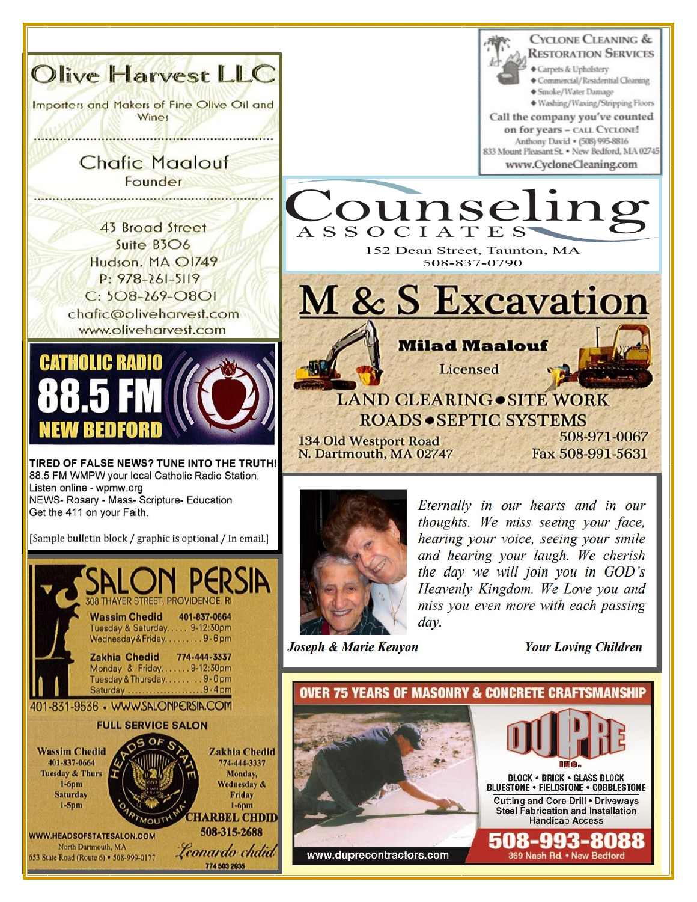# Olive Harvest LLC

Importers and Makers of Fine Olive Oil and Wines

Chafic Maalouf
Founder

43 Broad Street
Suite B306
Hudson, MA 01749
P: 978-261-5119
C: 508-269-0801
chafic@oliveharvest.com
www.oliveharvest.com

# CATHOLIC RADIO 88.5 FM NEW BEDFORD

**TIRED OF FALSE NEWS? TUNE INTO THE TRUTH!**
88.5 FM WMPW your local Catholic Radio Station.
Listen online - wpmw.org
NEWS- Rosary - Mass- Scripture- Education
Get the 411 on your Faith.

[Sample bulletin block / graphic is optional / In email.]

# SALON PERSIA

308 THAYER STREET, PROVIDENCE, RI

**Wassim Chedid** 401-837-0664
Tuesday & Saturday..... 9-12:30pm
Wednesday & Friday......... 9-6pm

**Zakhia Chedid** 774-444-3337
Monday & Friday....... 9-12:30pm
Tuesday & Thursday......... 9-6pm
Saturday.................... 9-4pm

401-831-9536 • WWW.SALONPERSIA.COM

**FULL SERVICE SALON**

HEADS OF STATE
653
DARTMOUTH MA

**Wassim Chedid**
401-837-0664
Tuesday & Thurs
1-6pm
Saturday
1-5pm

**Zakhia Chedid**
774-444-3337
Monday,
Wednesday &
Friday
1-6pm

CHARBEL CHDID
508-315-2688

WWW.HEADSOFSTATESALON.COM
North Dartmouth, MA
653 State Road (Route 6) • 508-999-0177

Leonardo chdid
774 503 2935

# CYCLONE CLEANING & RESTORATION SERVICES

- Carpets & Upholstery
- Commercial/Residential Cleaning
- Smoke/Water Damage
- Washing/Waxing/Stripping Floors

Call the company you've counted on for years – CALL CYCLONE!
Anthony David • (508) 995-8816
833 Mount Pleasant St. • New Bedford, MA 02745
www.CycloneCleaning.com

# Counseling ASSOCIATES

152 Dean Street, Taunton, MA
508-837-0790

# M & S Excavation

**Milad Maalouf**
Licensed

LAND CLEARING • SITE WORK
ROADS • SEPTIC SYSTEMS

134 Old Westport Road
N. Dartmouth, MA 02747

508-971-0067
Fax 508-991-5631

*Eternally in our hearts and in our thoughts. We miss seeing your face, hearing your voice, seeing your smile and hearing your laugh. We cherish the day we will join you in GOD's Heavenly Kingdom. We Love you and miss you even more with each passing day.*

***Joseph & Marie Kenyon***

***Your Loving Children***

**OVER 75 YEARS OF MASONRY & CONCRETE CRAFTSMANSHIP**

# DUPRE INC.

BLOCK • BRICK • GLASS BLOCK
BLUESTONE • FIELDSTONE • COBBLESTONE
Cutting and Core Drill • Driveways
Steel Fabrication and Installation
Handicap Access

**508-993-8088**
369 Nash Rd. • New Bedford

www.duprecontractors.com